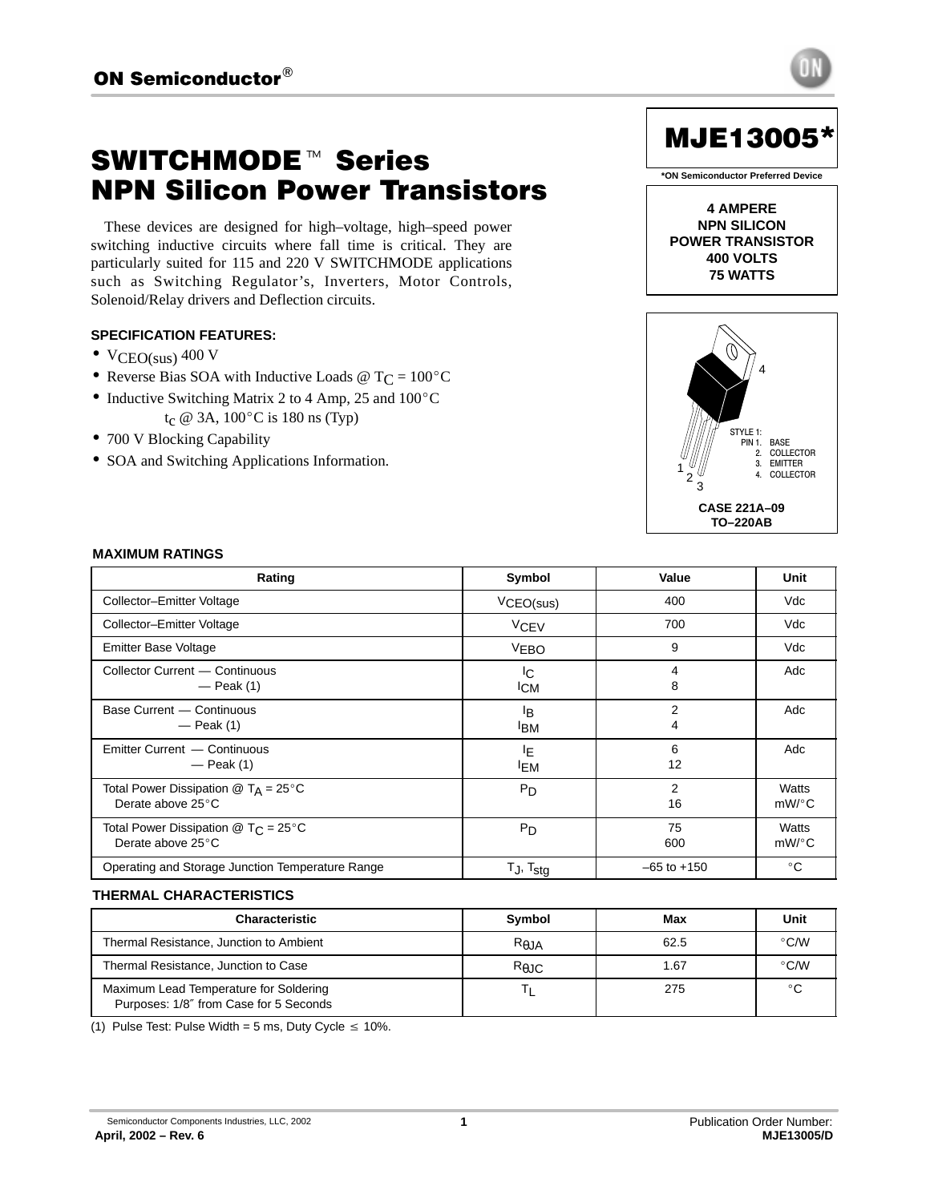ON Semiconductor®

# MJE13005*

*ON Semiconductor Preferred Device

# SWITCHMODE™ Series NPN Silicon Power Transistors

These devices are designed for high–voltage, high–speed power switching inductive circuits where fall time is critical. They are particularly suited for 115 and 220 V SWITCHMODE applications such as Switching Regulator's, Inverters, Motor Controls, Solenoid/Relay drivers and Deflection circuits.

**4 AMPERE**
**NPN SILICON**
**POWER TRANSISTOR**
**400 VOLTS**
**75 WATTS**

### SPECIFICATION FEATURES:

- $V_{CEO(sus)}$ 400 V
- Reverse Bias SOA with Inductive Loads @ $T_C$ = 100°C
- Inductive Switching Matrix 2 to 4 Amp, 25 and 100°C
  $t_c$ @ 3A, 100°C is 180 ns (Typ)
- 700 V Blocking Capability
- SOA and Switching Applications Information.

STYLE 1:
PIN 1. BASE
2. COLLECTOR
3. EMITTER
4. COLLECTOR

**CASE 221A–09**
**TO–220AB**

### MAXIMUM RATINGS

| Rating | Symbol | Value | Unit |
|---|---|---|---|
| Collector–Emitter Voltage | $V_{CEO(sus)}$ | 400 | Vdc |
| Collector–Emitter Voltage | $V_{CEV}$ | 700 | Vdc |
| Emitter Base Voltage | $V_{EBO}$ | 9 | Vdc |
| Collector Current — Continuous<br>— Peak (1) | $I_C$<br>$I_{CM}$ | 4<br>8 | Adc |
| Base Current — Continuous<br>— Peak (1) | $I_B$<br>$I_{BM}$ | 2<br>4 | Adc |
| Emitter Current — Continuous<br>— Peak (1) | $I_E$<br>$I_{EM}$ | 6<br>12 | Adc |
| Total Power Dissipation @ $T_A$ = 25°C<br>Derate above 25°C | $P_D$ | 2<br>16 | Watts<br>mW/°C |
| Total Power Dissipation @ $T_C$ = 25°C<br>Derate above 25°C | $P_D$ | 75<br>600 | Watts<br>mW/°C |
| Operating and Storage Junction Temperature Range | $T_J$, $T_{stg}$ | –65 to +150 | °C |

### THERMAL CHARACTERISTICS

| Characteristic | Symbol | Max | Unit |
|---|---|---|---|
| Thermal Resistance, Junction to Ambient | $R_{\theta JA}$ | 62.5 | °C/W |
| Thermal Resistance, Junction to Case | $R_{\theta JC}$ | 1.67 | °C/W |
| Maximum Lead Temperature for Soldering Purposes: 1/8″ from Case for 5 Seconds | $T_L$ | 275 | °C |

(1) Pulse Test: Pulse Width = 5 ms, Duty Cycle ≤ 10%.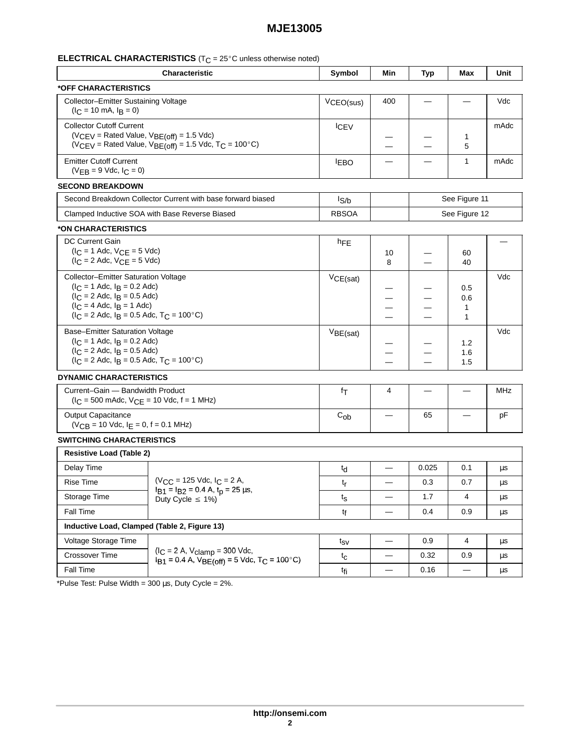**ELECTRICAL CHARACTERISTICS** ($T_C$ = 25°C unless otherwise noted)

| Characteristic | Symbol | Min | Typ | Max | Unit |
|---|---|---|---|---|---|
| ***OFF CHARACTERISTICS** | | | | | |
| Collector–Emitter Sustaining Voltage ($I_C$ = 10 mA, $I_B$ = 0) | $V_{CEO(sus)}$ | 400 | — | — | Vdc |
| Collector Cutoff Current ($V_{CEV}$ = Rated Value, $V_{BE(off)}$ = 1.5 Vdc) ($V_{CEV}$ = Rated Value, $V_{BE(off)}$ = 1.5 Vdc, $T_C$ = 100°C) | $I_{CEV}$ | — — | — — | 1 5 | mAdc |
| Emitter Cutoff Current ($V_{EB}$ = 9 Vdc, $I_C$ = 0) | $I_{EBO}$ | — | — | 1 | mAdc |
| **SECOND BREAKDOWN** | | | | | |
| Second Breakdown Collector Current with base forward biased | $I_{S/b}$ | | See Figure 11 | | |
| Clamped Inductive SOA with Base Reverse Biased | RBSOA | | See Figure 12 | | |
| ***ON CHARACTERISTICS** | | | | | |
| DC Current Gain ($I_C$ = 1 Adc, $V_{CE}$ = 5 Vdc) ($I_C$ = 2 Adc, $V_{CE}$ = 5 Vdc) | $h_{FE}$ | 10 8 | — — | 60 40 | — |
| Collector–Emitter Saturation Voltage ($I_C$ = 1 Adc, $I_B$ = 0.2 Adc) ($I_C$ = 2 Adc, $I_B$ = 0.5 Adc) ($I_C$ = 4 Adc, $I_B$ = 1 Adc) ($I_C$ = 2 Adc, $I_B$ = 0.5 Adc, $T_C$ = 100°C) | $V_{CE(sat)}$ | — — — — | — — — — | 0.5 0.6 1 1 | Vdc |
| Base–Emitter Saturation Voltage ($I_C$ = 1 Adc, $I_B$ = 0.2 Adc) ($I_C$ = 2 Adc, $I_B$ = 0.5 Adc) ($I_C$ = 2 Adc, $I_B$ = 0.5 Adc, $T_C$ = 100°C) | $V_{BE(sat)}$ | — — — | — — — | 1.2 1.6 1.5 | Vdc |
| **DYNAMIC CHARACTERISTICS** | | | | | |
| Current–Gain — Bandwidth Product ($I_C$ = 500 mAdc, $V_{CE}$ = 10 Vdc, f = 1 MHz) | $f_T$ | 4 | — | — | MHz |
| Output Capacitance ($V_{CB}$ = 10 Vdc, $I_E$ = 0, f = 0.1 MHz) | $C_{ob}$ | — | 65 | — | pF |
| **SWITCHING CHARACTERISTICS** | | | | | |
| **Resistive Load (Table 2)** | | | | | |
| Delay Time ($V_{CC}$ = 125 Vdc, $I_C$ = 2 A, $I_{B1}$ = $I_{B2}$ = 0.4 A, $t_p$ = 25 μs, Duty Cycle ≤ 1%) | $t_d$ | — | 0.025 | 0.1 | μs |
| Rise Time | $t_r$ | — | 0.3 | 0.7 | μs |
| Storage Time | $t_s$ | — | 1.7 | 4 | μs |
| Fall Time | $t_f$ | — | 0.4 | 0.9 | μs |
| **Inductive Load, Clamped (Table 2, Figure 13)** | | | | | |
| Voltage Storage Time ($I_C$ = 2 A, $V_{clamp}$ = 300 Vdc, $I_{B1}$ = 0.4 A, $V_{BE(off)}$ = 5 Vdc, $T_C$ = 100°C) | $t_{sv}$ | — | 0.9 | 4 | μs |
| Crossover Time | $t_c$ | — | 0.32 | 0.9 | μs |
| Fall Time | $t_{fi}$ | — | 0.16 | — | μs |

*Pulse Test: Pulse Width = 300 μs, Duty Cycle = 2%.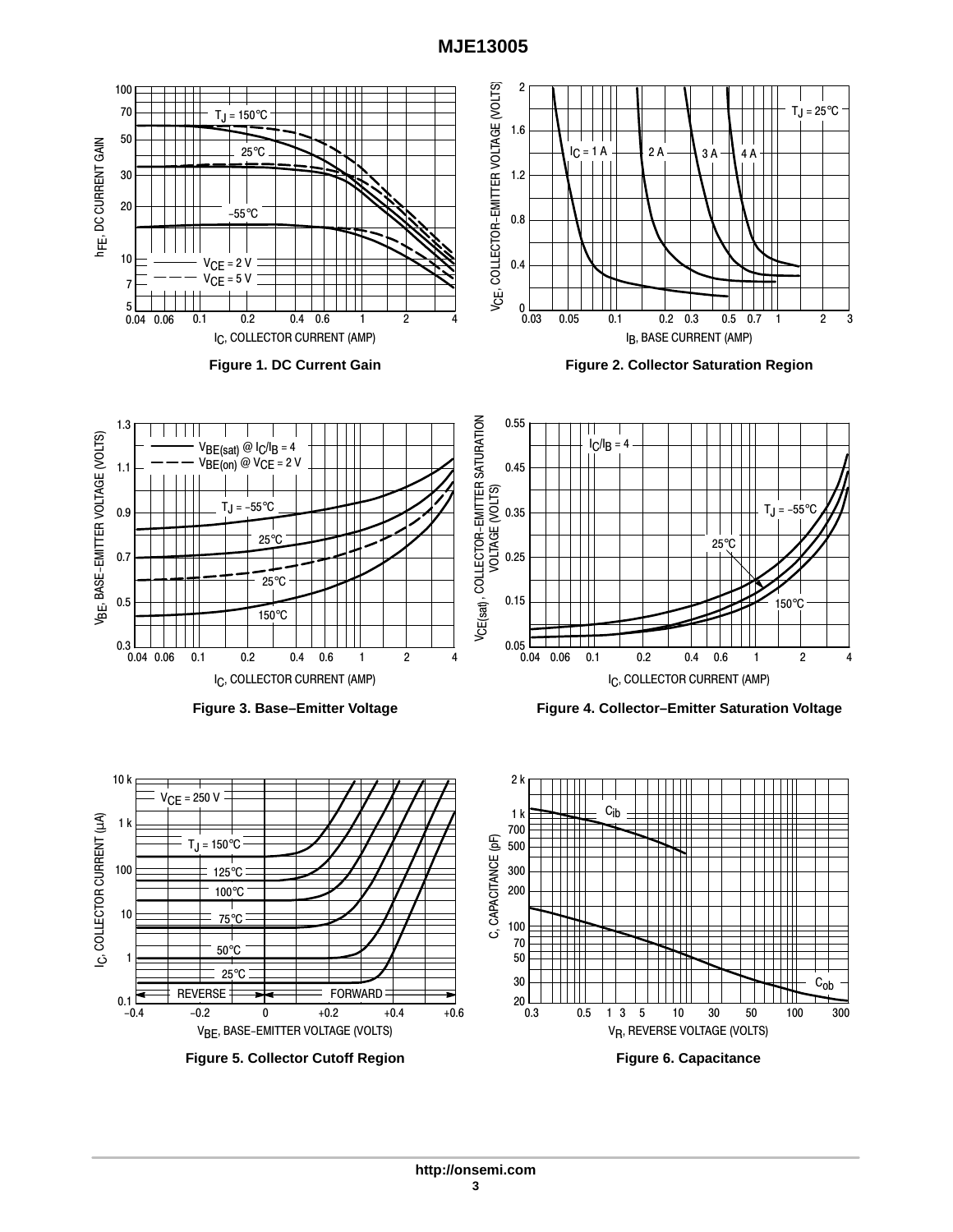Figure 1. DC Current Gain

Figure 2. Collector Saturation Region

Figure 3. Base–Emitter Voltage

Figure 4. Collector–Emitter Saturation Voltage

Figure 5. Collector Cutoff Region

Figure 6. Capacitance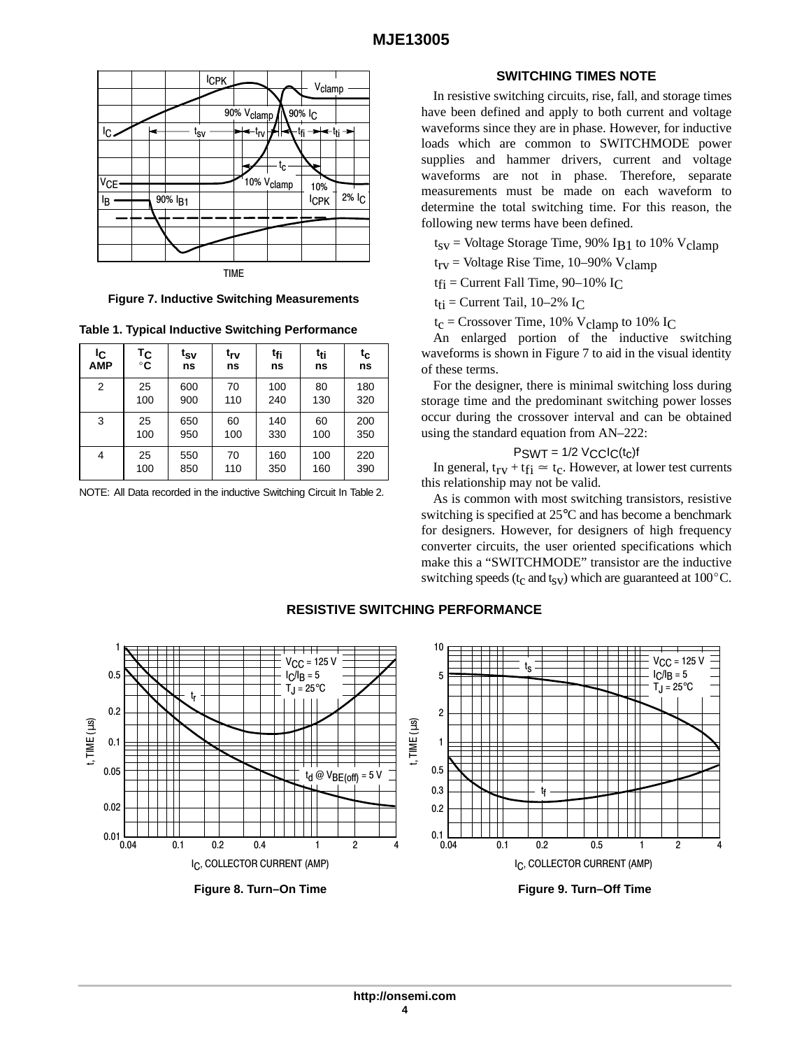Figure 7. Inductive Switching Measurements

**Table 1. Typical Inductive Switching Performance**

| $I_C$ AMP | $T_C$ °C | $t_{sv}$ ns | $t_{rv}$ ns | $t_{fi}$ ns | $t_{ti}$ ns | $t_c$ ns |
|---|---|---|---|---|---|---|
| 2 | 25 | 600 | 70 | 100 | 80 | 180 |
| | 100 | 900 | 110 | 240 | 130 | 320 |
| 3 | 25 | 650 | 60 | 140 | 60 | 200 |
| | 100 | 950 | 100 | 330 | 100 | 350 |
| 4 | 25 | 550 | 70 | 160 | 100 | 220 |
| | 100 | 850 | 110 | 350 | 160 | 390 |

NOTE: All Data recorded in the inductive Switching Circuit In Table 2.

## SWITCHING TIMES NOTE

In resistive switching circuits, rise, fall, and storage times have been defined and apply to both current and voltage waveforms since they are in phase. However, for inductive loads which are common to SWITCHMODE power supplies and hammer drivers, current and voltage waveforms are not in phase. Therefore, separate measurements must be made on each waveform to determine the total switching time. For this reason, the following new terms have been defined.

$t_{sv}$ = Voltage Storage Time, 90% $I_{B1}$ to 10% $V_{clamp}$

$t_{rv}$ = Voltage Rise Time, 10–90% $V_{clamp}$

$t_{fi}$ = Current Fall Time, 90–10% $I_C$

$t_{ti}$ = Current Tail, 10–2% $I_C$

$t_c$ = Crossover Time, 10% $V_{clamp}$ to 10% $I_C$

An enlarged portion of the inductive switching waveforms is shown in Figure 7 to aid in the visual identity of these terms.

For the designer, there is minimal switching loss during storage time and the predominant switching power losses occur during the crossover interval and can be obtained using the standard equation from AN–222:

$$P_{SWT} = 1/2\ V_{CC} I_C (t_c) f$$

In general, $t_{rv} + t_{fi} \simeq t_c$. However, at lower test currents this relationship may not be valid.

As is common with most switching transistors, resistive switching is specified at 25°C and has become a benchmark for designers. However, for designers of high frequency converter circuits, the user oriented specifications which make this a "SWITCHMODE" transistor are the inductive switching speeds ($t_c$ and $t_{sv}$) which are guaranteed at 100°C.

## RESISTIVE SWITCHING PERFORMANCE

Figure 8. Turn–On Time

Figure 9. Turn–Off Time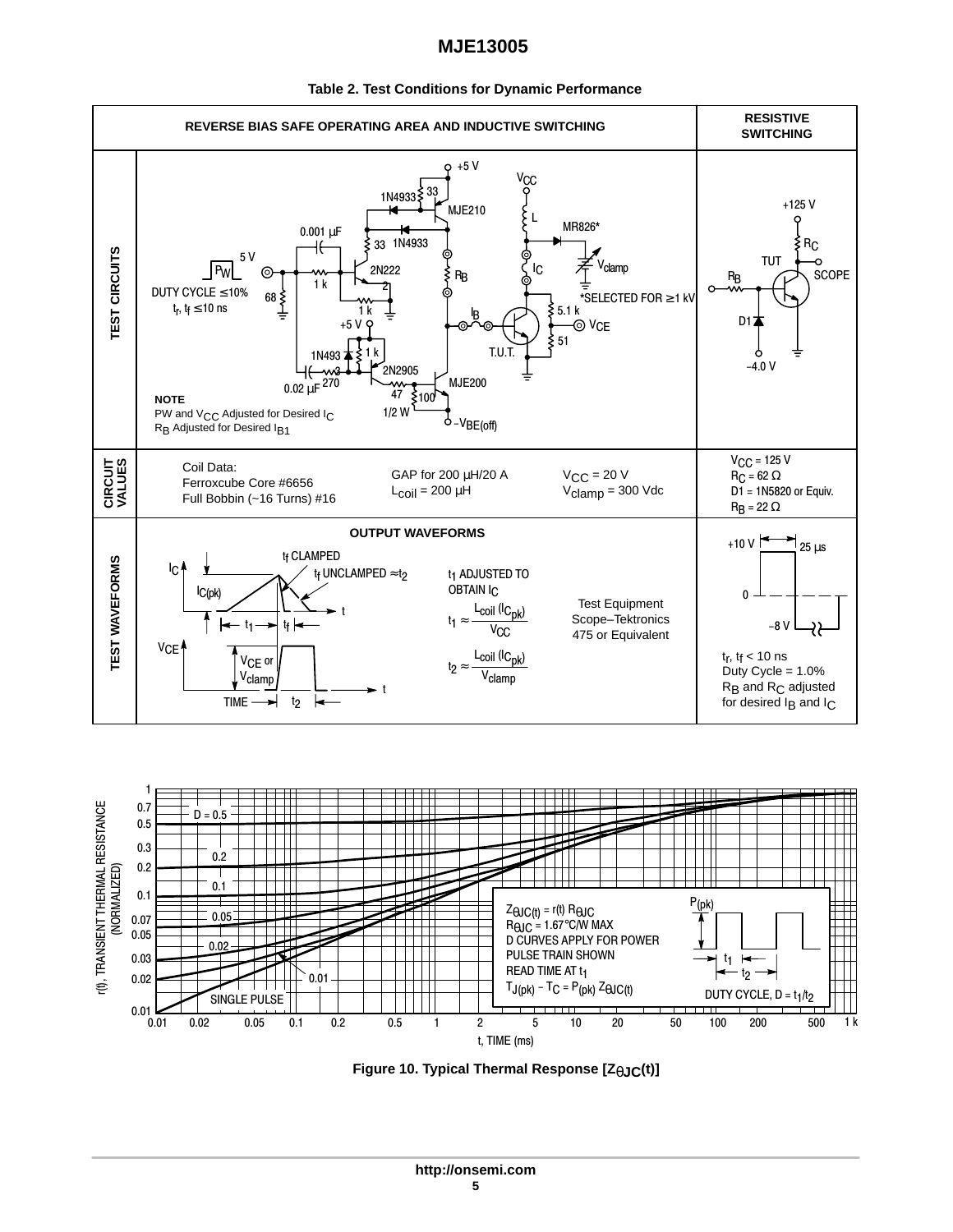**Table 2. Test Conditions for Dynamic Performance**

| | REVERSE BIAS SAFE OPERATING AREA AND INDUCTIVE SWITCHING | RESISTIVE SWITCHING |
|---|---|---|
| TEST CIRCUITS | NOTE: PW and $V_{CC}$ Adjusted for Desired $I_C$; $R_B$ Adjusted for Desired $I_{B1}$. DUTY CYCLE ≤ 10%; $t_r$, $t_f$ ≤ 10 ns. *SELECTED FOR ≥ 1 kV | +125 V, $R_C$, TUT, $R_B$, SCOPE, D1, −4.0 V |
| CIRCUIT VALUES | Coil Data: Ferroxcube Core #6656, Full Bobbin (~16 Turns) #16; GAP for 200 μH/20 A, $L_{coil}$ = 200 μH; $V_{CC}$ = 20 V, $V_{clamp}$ = 300 Vdc | $V_{CC}$ = 125 V, $R_C$ = 62 Ω, D1 = 1N5820 or Equiv., $R_B$ = 22 Ω |
| TEST WAVEFORMS | OUTPUT WAVEFORMS: $t_1$ ADJUSTED TO OBTAIN $I_C$; $t_1 \approx \frac{L_{coil}(I_{Cpk})}{V_{CC}}$; $t_2 \approx \frac{L_{coil}(I_{Cpk})}{V_{clamp}}$; $t_f$ UNCLAMPED ≈ $t_2$. Test Equipment Scope–Tektronics 475 or Equivalent | +10 V, 25 μs, 0, −8 V; $t_r$, $t_f$ < 10 ns; Duty Cycle = 1.0%; $R_B$ and $R_C$ adjusted for desired $I_B$ and $I_C$ |

$Z_{\theta JC(t)} = r(t)\, R_{\theta JC}$
$R_{\theta JC}$ = 1.67°C/W MAX
D CURVES APPLY FOR POWER PULSE TRAIN SHOWN
READ TIME AT $t_1$
$T_{J(pk)} - T_C = P_{(pk)}\, Z_{\theta JC(t)}$
DUTY CYCLE, $D = t_1/t_2$

**Figure 10. Typical Thermal Response [$Z_{\theta JC}(t)$]**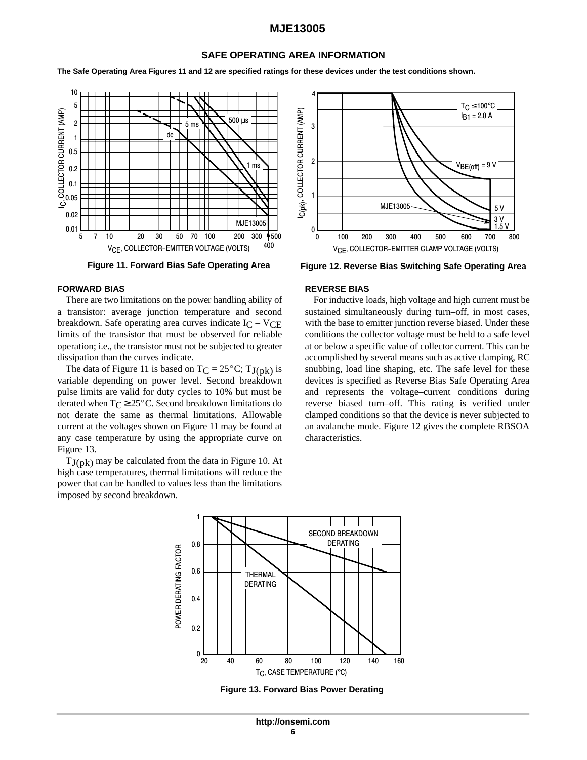## SAFE OPERATING AREA INFORMATION

**The Safe Operating Area Figures 11 and 12 are specified ratings for these devices under the test conditions shown.**

**Figure 11. Forward Bias Safe Operating Area**

**Figure 12. Reverse Bias Switching Safe Operating Area**

### FORWARD BIAS

There are two limitations on the power handling ability of a transistor: average junction temperature and second breakdown. Safe operating area curves indicate $I_C - V_{CE}$ limits of the transistor that must be observed for reliable operation; i.e., the transistor must not be subjected to greater dissipation than the curves indicate.

The data of Figure 11 is based on $T_C = 25°C$; $T_{J(pk)}$ is variable depending on power level. Second breakdown pulse limits are valid for duty cycles to 10% but must be derated when $T_C \geq 25°C$. Second breakdown limitations do not derate the same as thermal limitations. Allowable current at the voltages shown on Figure 11 may be found at any case temperature by using the appropriate curve on Figure 13.

$T_{J(pk)}$ may be calculated from the data in Figure 10. At high case temperatures, thermal limitations will reduce the power that can be handled to values less than the limitations imposed by second breakdown.

### REVERSE BIAS

For inductive loads, high voltage and high current must be sustained simultaneously during turn–off, in most cases, with the base to emitter junction reverse biased. Under these conditions the collector voltage must be held to a safe level at or below a specific value of collector current. This can be accomplished by several means such as active clamping, RC snubbing, load line shaping, etc. The safe level for these devices is specified as Reverse Bias Safe Operating Area and represents the voltage–current conditions during reverse biased turn–off. This rating is verified under clamped conditions so that the device is never subjected to an avalanche mode. Figure 12 gives the complete RBSOA characteristics.

**Figure 13. Forward Bias Power Derating**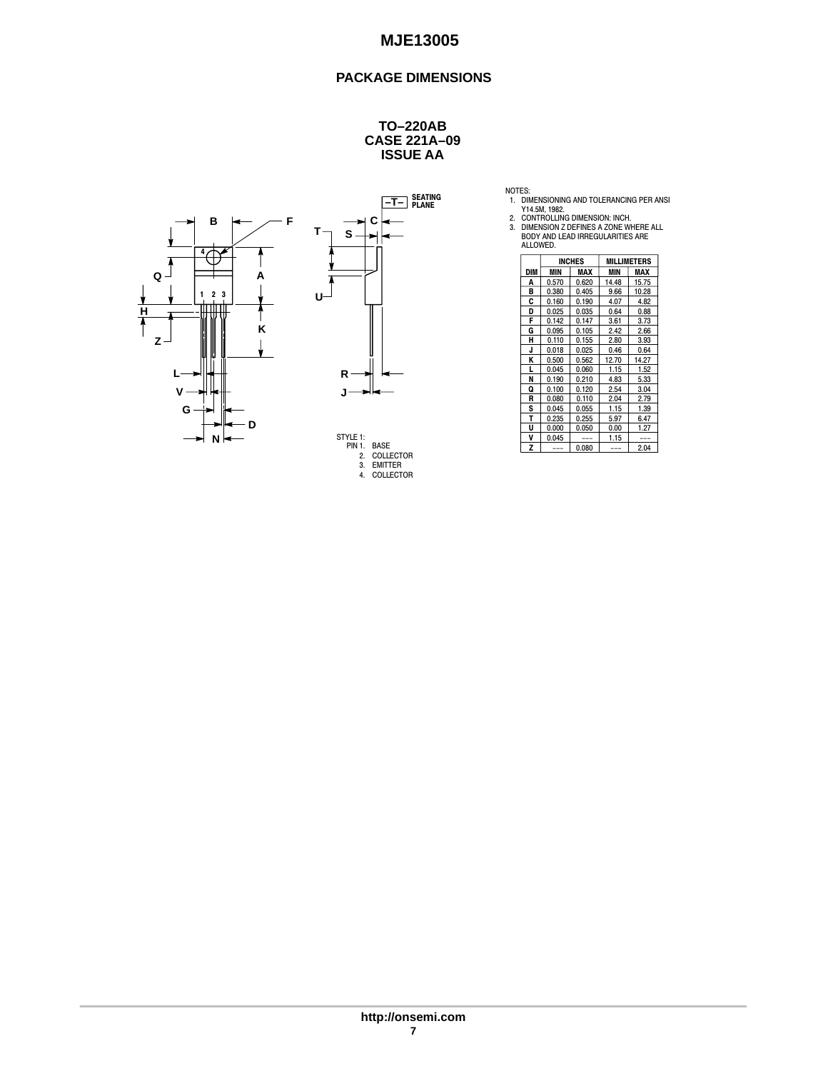## PACKAGE DIMENSIONS

### TO–220AB
### CASE 221A–09
### ISSUE AA

NOTES:
1. DIMENSIONING AND TOLERANCING PER ANSI Y14.5M, 1982.
2. CONTROLLING DIMENSION: INCH.
3. DIMENSION Z DEFINES A ZONE WHERE ALL BODY AND LEAD IRREGULARITIES ARE ALLOWED.

| DIM | INCHES | | MILLIMETERS | |
|---|---|---|---|---|
| | MIN | MAX | MIN | MAX |
| A | 0.570 | 0.620 | 14.48 | 15.75 |
| B | 0.380 | 0.405 | 9.66 | 10.28 |
| C | 0.160 | 0.190 | 4.07 | 4.82 |
| D | 0.025 | 0.035 | 0.64 | 0.88 |
| F | 0.142 | 0.147 | 3.61 | 3.73 |
| G | 0.095 | 0.105 | 2.42 | 2.66 |
| H | 0.110 | 0.155 | 2.80 | 3.93 |
| J | 0.018 | 0.025 | 0.46 | 0.64 |
| K | 0.500 | 0.562 | 12.70 | 14.27 |
| L | 0.045 | 0.060 | 1.15 | 1.52 |
| N | 0.190 | 0.210 | 4.83 | 5.33 |
| Q | 0.100 | 0.120 | 2.54 | 3.04 |
| R | 0.080 | 0.110 | 2.04 | 2.79 |
| S | 0.045 | 0.055 | 1.15 | 1.39 |
| T | 0.235 | 0.255 | 5.97 | 6.47 |
| U | 0.000 | 0.050 | 0.00 | 1.27 |
| V | 0.045 | --- | 1.15 | --- |
| Z | --- | 0.080 | --- | 2.04 |

STYLE 1:
PIN 1. BASE
2. COLLECTOR
3. EMITTER
4. COLLECTOR

http://onsemi.com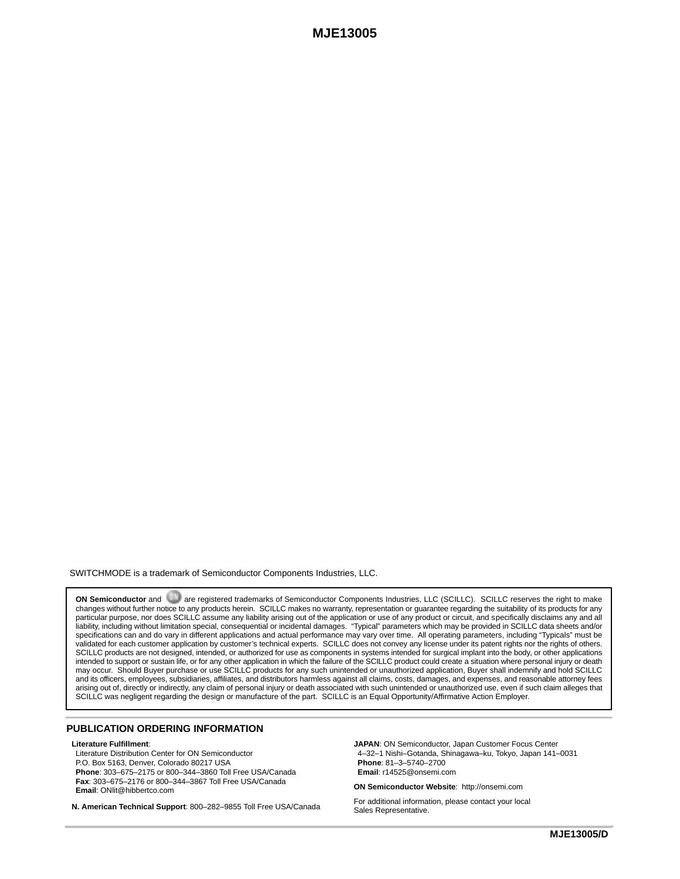SWITCHMODE is a trademark of Semiconductor Components Industries, LLC.

**ON Semiconductor** and ON are registered trademarks of Semiconductor Components Industries, LLC (SCILLC). SCILLC reserves the right to make changes without further notice to any products herein. SCILLC makes no warranty, representation or guarantee regarding the suitability of its products for any particular purpose, nor does SCILLC assume any liability arising out of the application or use of any product or circuit, and specifically disclaims any and all liability, including without limitation special, consequential or incidental damages. "Typical" parameters which may be provided in SCILLC data sheets and/or specifications can and do vary in different applications and actual performance may vary over time. All operating parameters, including "Typicals" must be validated for each customer application by customer's technical experts. SCILLC does not convey any license under its patent rights nor the rights of others. SCILLC products are not designed, intended, or authorized for use as components in systems intended for surgical implant into the body, or other applications intended to support or sustain life, or for any other application in which the failure of the SCILLC product could create a situation where personal injury or death may occur. Should Buyer purchase or use SCILLC products for any such unintended or unauthorized application, Buyer shall indemnify and hold SCILLC and its officers, employees, subsidiaries, affiliates, and distributors harmless against all claims, costs, damages, and expenses, and reasonable attorney fees arising out of, directly or indirectly, any claim of personal injury or death associated with such unintended or unauthorized use, even if such claim alleges that SCILLC was negligent regarding the design or manufacture of the part. SCILLC is an Equal Opportunity/Affirmative Action Employer.

## PUBLICATION ORDERING INFORMATION

**Literature Fulfillment**:
Literature Distribution Center for ON Semiconductor
P.O. Box 5163, Denver, Colorado 80217 USA
**Phone**: 303–675–2175 or 800–344–3860 Toll Free USA/Canada
**Fax**: 303–675–2176 or 800–344–3867 Toll Free USA/Canada
**Email**: ONlit@hibbertco.com

**N. American Technical Support**: 800–282–9855 Toll Free USA/Canada

**JAPAN**: ON Semiconductor, Japan Customer Focus Center
4–32–1 Nishi–Gotanda, Shinagawa–ku, Tokyo, Japan 141–0031
**Phone**: 81–3–5740–2700
**Email**: r14525@onsemi.com

**ON Semiconductor Website**: http://onsemi.com

For additional information, please contact your local Sales Representative.

MJE13005/D